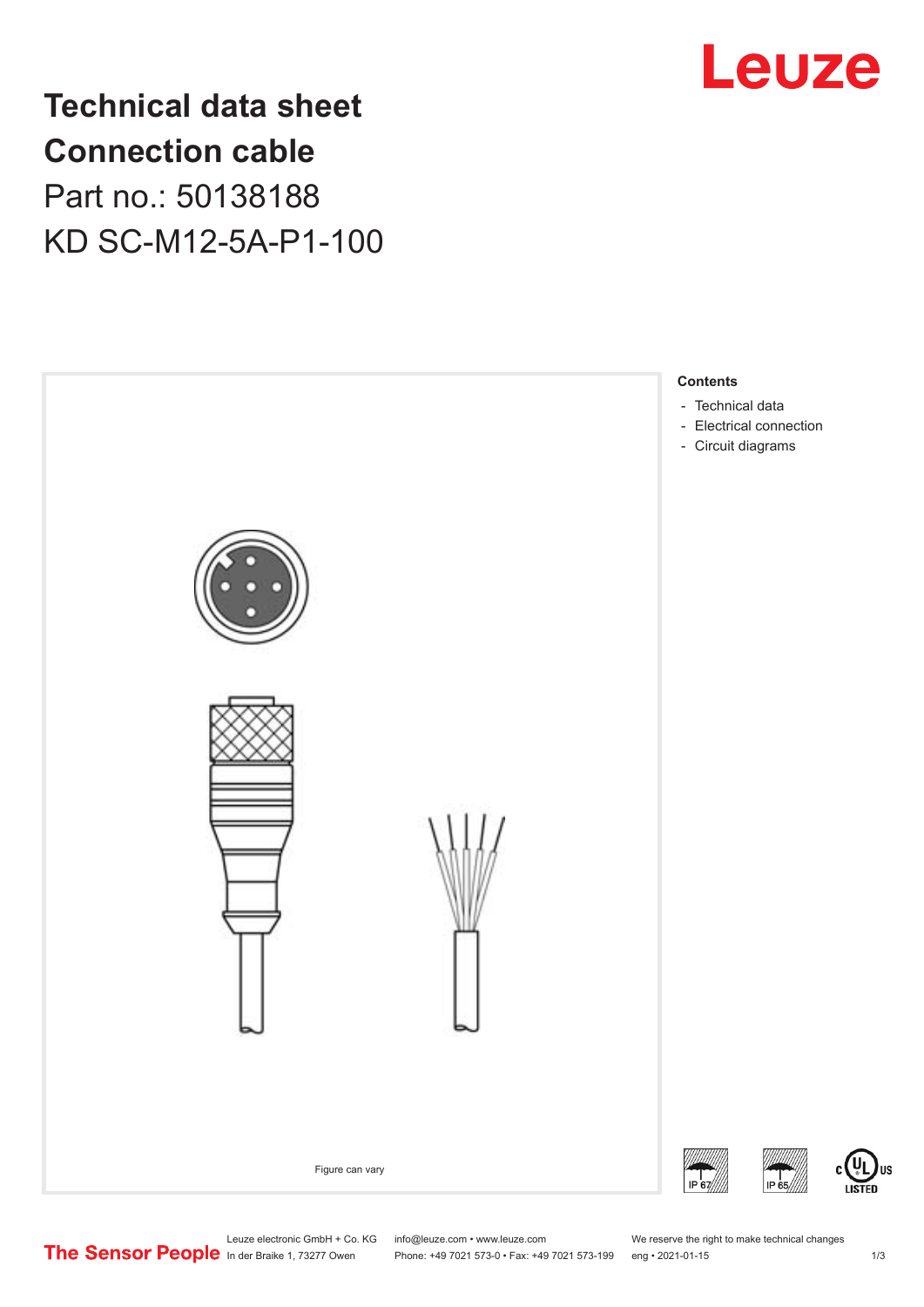# Technical data sheet
# Connection cable
## Part no.: 50138188
## KD SC-M12-5A-P1-100

Figure can vary

**Contents**

- Technical data
- Electrical connection
- Circuit diagrams

Leuze electronic GmbH + Co. KG
In der Braike 1, 73277 Owen

info@leuze.com • www.leuze.com
Phone: +49 7021 573-0 • Fax: +49 7021 573-199

We reserve the right to make technical changes
eng • 2021-01-15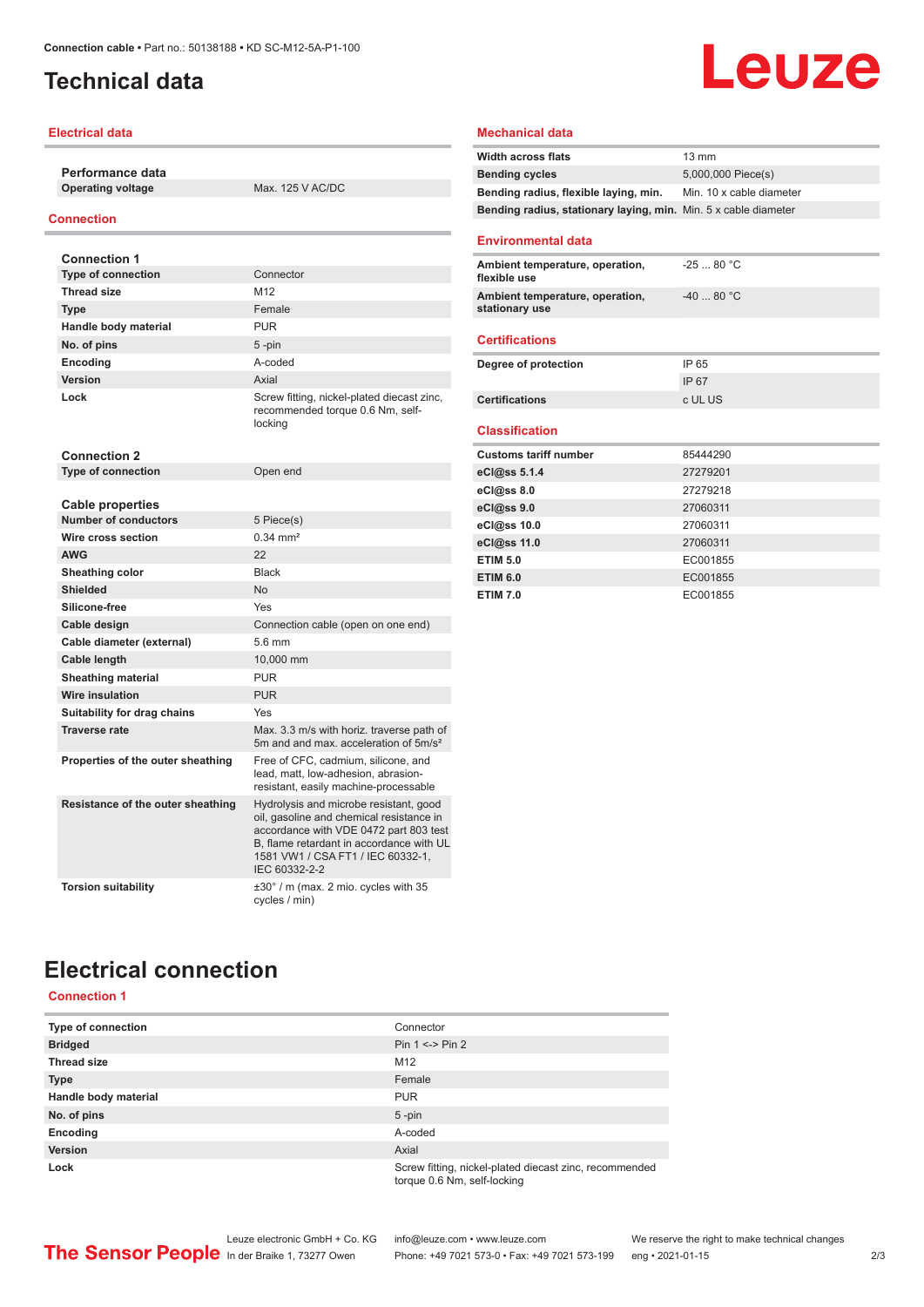# Technical data

## Electrical data

| **Performance data** | |
|---|---|
| **Operating voltage** | Max. 125 V AC/DC |

## Connection

| **Connection 1** | |
|---|---|
| **Type of connection** | Connector |
| **Thread size** | M12 |
| **Type** | Female |
| **Handle body material** | PUR |
| **No. of pins** | 5 -pin |
| **Encoding** | A-coded |
| **Version** | Axial |
| **Lock** | Screw fitting, nickel-plated diecast zinc, recommended torque 0.6 Nm, self-locking |

| **Connection 2** | |
|---|---|
| **Type of connection** | Open end |

| **Cable properties** | |
|---|---|
| **Number of conductors** | 5 Piece(s) |
| **Wire cross section** | 0.34 mm² |
| **AWG** | 22 |
| **Sheathing color** | Black |
| **Shielded** | No |
| **Silicone-free** | Yes |
| **Cable design** | Connection cable (open on one end) |
| **Cable diameter (external)** | 5.6 mm |
| **Cable length** | 10,000 mm |
| **Sheathing material** | PUR |
| **Wire insulation** | PUR |
| **Suitability for drag chains** | Yes |
| **Traverse rate** | Max. 3.3 m/s with horiz. traverse path of 5m and and max. acceleration of 5m/s² |
| **Properties of the outer sheathing** | Free of CFC, cadmium, silicone, and lead, matt, low-adhesion, abrasion-resistant, easily machine-processable |
| **Resistance of the outer sheathing** | Hydrolysis and microbe resistant, good oil, gasoline and chemical resistance in accordance with VDE 0472 part 803 test B, flame retardant in accordance with UL 1581 VW1 / CSA FT1 / IEC 60332-1, IEC 60332-2-2 |
| **Torsion suitability** | ±30° / m (max. 2 mio. cycles with 35 cycles / min) |

## Mechanical data

| | |
|---|---|
| **Width across flats** | 13 mm |
| **Bending cycles** | 5,000,000 Piece(s) |
| **Bending radius, flexible laying, min.** | Min. 10 x cable diameter |
| **Bending radius, stationary laying, min.** | Min. 5 x cable diameter |

## Environmental data

| | |
|---|---|
| **Ambient temperature, operation, flexible use** | -25 ... 80 °C |
| **Ambient temperature, operation, stationary use** | -40 ... 80 °C |

## Certifications

| | |
|---|---|
| **Degree of protection** | IP 65 |
| | IP 67 |
| **Certifications** | c UL US |

## Classification

| | |
|---|---|
| **Customs tariff number** | 85444290 |
| **eCl@ss 5.1.4** | 27279201 |
| **eCl@ss 8.0** | 27279218 |
| **eCl@ss 9.0** | 27060311 |
| **eCl@ss 10.0** | 27060311 |
| **eCl@ss 11.0** | 27060311 |
| **ETIM 5.0** | EC001855 |
| **ETIM 6.0** | EC001855 |
| **ETIM 7.0** | EC001855 |

# Electrical connection

## Connection 1

| | |
|---|---|
| **Type of connection** | Connector |
| **Bridged** | Pin 1 <-> Pin 2 |
| **Thread size** | M12 |
| **Type** | Female |
| **Handle body material** | PUR |
| **No. of pins** | 5 -pin |
| **Encoding** | A-coded |
| **Version** | Axial |
| **Lock** | Screw fitting, nickel-plated diecast zinc, recommended torque 0.6 Nm, self-locking |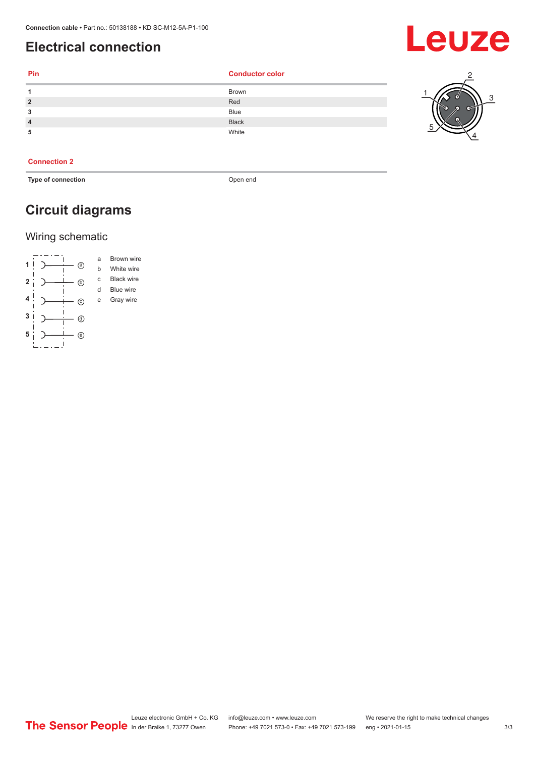# Electrical connection

| Pin | Conductor color |
| --- | --- |
| 1 | Brown |
| 2 | Red |
| 3 | Blue |
| 4 | Black |
| 5 | White |

1
2
3
4
5

**Connection 2**

| | |
| --- | --- |
| **Type of connection** | Open end |

# Circuit diagrams

## Wiring schematic

1
2
4
3
5

ⓐ
ⓑ
ⓒ
ⓓ
ⓔ

- a Brown wire
- b White wire
- c Black wire
- d Blue wire
- e Gray wire